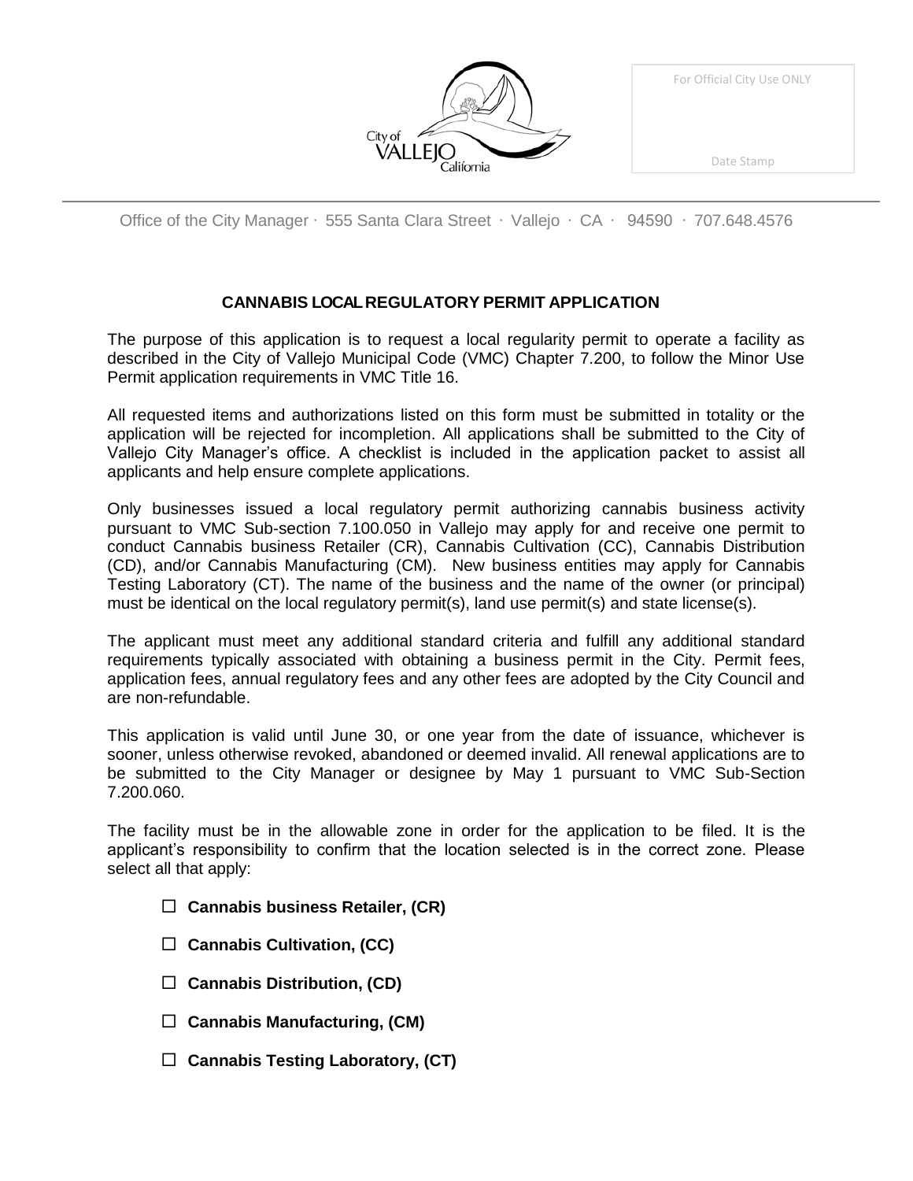For Official City Use ONLY

Date Stamp

Office of the City Manager · 555 Santa Clara Street · Vallejo · CA · 94590 · 707.648.4576

## CANNABIS LOCAL REGULATORY PERMIT APPLICATION

The purpose of this application is to request a local regularity permit to operate a facility as described in the City of Vallejo Municipal Code (VMC) Chapter 7.200, to follow the Minor Use Permit application requirements in VMC Title 16.

All requested items and authorizations listed on this form must be submitted in totality or the application will be rejected for incompletion. All applications shall be submitted to the City of Vallejo City Manager's office. A checklist is included in the application packet to assist all applicants and help ensure complete applications.

Only businesses issued a local regulatory permit authorizing cannabis business activity pursuant to VMC Sub-section 7.100.050 in Vallejo may apply for and receive one permit to conduct Cannabis business Retailer (CR), Cannabis Cultivation (CC), Cannabis Distribution (CD), and/or Cannabis Manufacturing (CM). New business entities may apply for Cannabis Testing Laboratory (CT). The name of the business and the name of the owner (or principal) must be identical on the local regulatory permit(s), land use permit(s) and state license(s).

The applicant must meet any additional standard criteria and fulfill any additional standard requirements typically associated with obtaining a business permit in the City. Permit fees, application fees, annual regulatory fees and any other fees are adopted by the City Council and are non-refundable.

This application is valid until June 30, or one year from the date of issuance, whichever is sooner, unless otherwise revoked, abandoned or deemed invalid. All renewal applications are to be submitted to the City Manager or designee by May 1 pursuant to VMC Sub-Section 7.200.060.

The facility must be in the allowable zone in order for the application to be filed. It is the applicant's responsibility to confirm that the location selected is in the correct zone. Please select all that apply:

- ☐ **Cannabis business Retailer, (CR)**
- ☐ **Cannabis Cultivation, (CC)**
- ☐ **Cannabis Distribution, (CD)**
- ☐ **Cannabis Manufacturing, (CM)**
- ☐ **Cannabis Testing Laboratory, (CT)**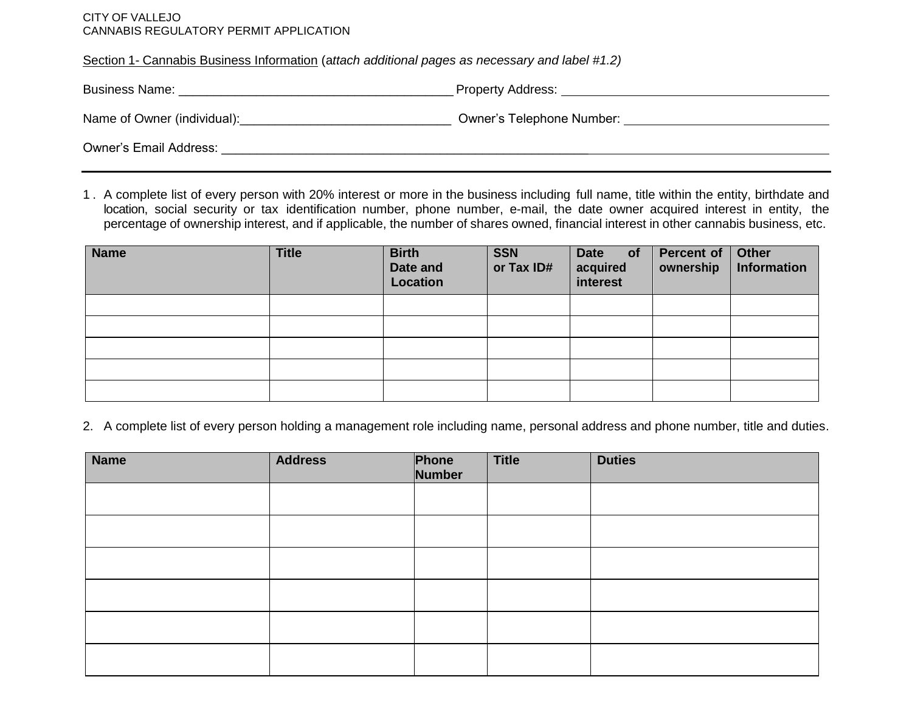CITY OF VALLEJO
CANNABIS REGULATORY PERMIT APPLICATION

Section 1- Cannabis Business Information (*attach additional pages as necessary and label #1.2)*

Business Name: ________________________________________ Property Address: ________________________________________

Name of Owner (individual):______________________________ Owner's Telephone Number: ______________________________

Owner's Email Address: ________________________________________________________________________________________

---

1. A complete list of every person with 20% interest or more in the business including full name, title within the entity, birthdate and location, social security or tax identification number, phone number, e-mail, the date owner acquired interest in entity, the percentage of ownership interest, and if applicable, the number of shares owned, financial interest in other cannabis business, etc.

| Name | Title | Birth Date and Location | SSN or Tax ID# | Date of acquired interest | Percent of ownership | Other Information |
|---|---|---|---|---|---|---|
| | | | | | | |
| | | | | | | |
| | | | | | | |
| | | | | | | |
| | | | | | | |

2. A complete list of every person holding a management role including name, personal address and phone number, title and duties.

| Name | Address | Phone Number | Title | Duties |
|---|---|---|---|---|
| | | | | |
| | | | | |
| | | | | |
| | | | | |
| | | | | |
| | | | | |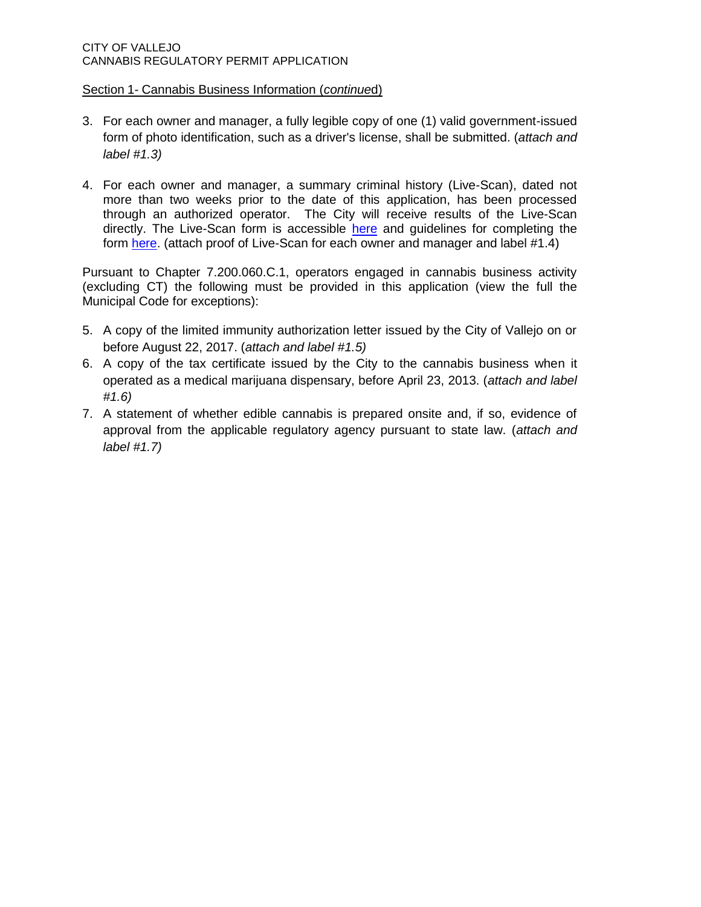CITY OF VALLEJO
CANNABIS REGULATORY PERMIT APPLICATION

Section 1- Cannabis Business Information (*continue*d)

3. For each owner and manager, a fully legible copy of one (1) valid government-issued form of photo identification, such as a driver's license, shall be submitted. (*attach and label #1.3)*

4. For each owner and manager, a summary criminal history (Live-Scan), dated not more than two weeks prior to the date of this application, has been processed through an authorized operator. The City will receive results of the Live-Scan directly. The Live-Scan form is accessible here and guidelines for completing the form here. (attach proof of Live-Scan for each owner and manager and label #1.4)

Pursuant to Chapter 7.200.060.C.1, operators engaged in cannabis business activity (excluding CT) the following must be provided in this application (view the full the Municipal Code for exceptions):

5. A copy of the limited immunity authorization letter issued by the City of Vallejo on or before August 22, 2017. (*attach and label #1.5)*
6. A copy of the tax certificate issued by the City to the cannabis business when it operated as a medical marijuana dispensary, before April 23, 2013. (*attach and label #1.6)*
7. A statement of whether edible cannabis is prepared onsite and, if so, evidence of approval from the applicable regulatory agency pursuant to state law. (*attach and label #1.7)*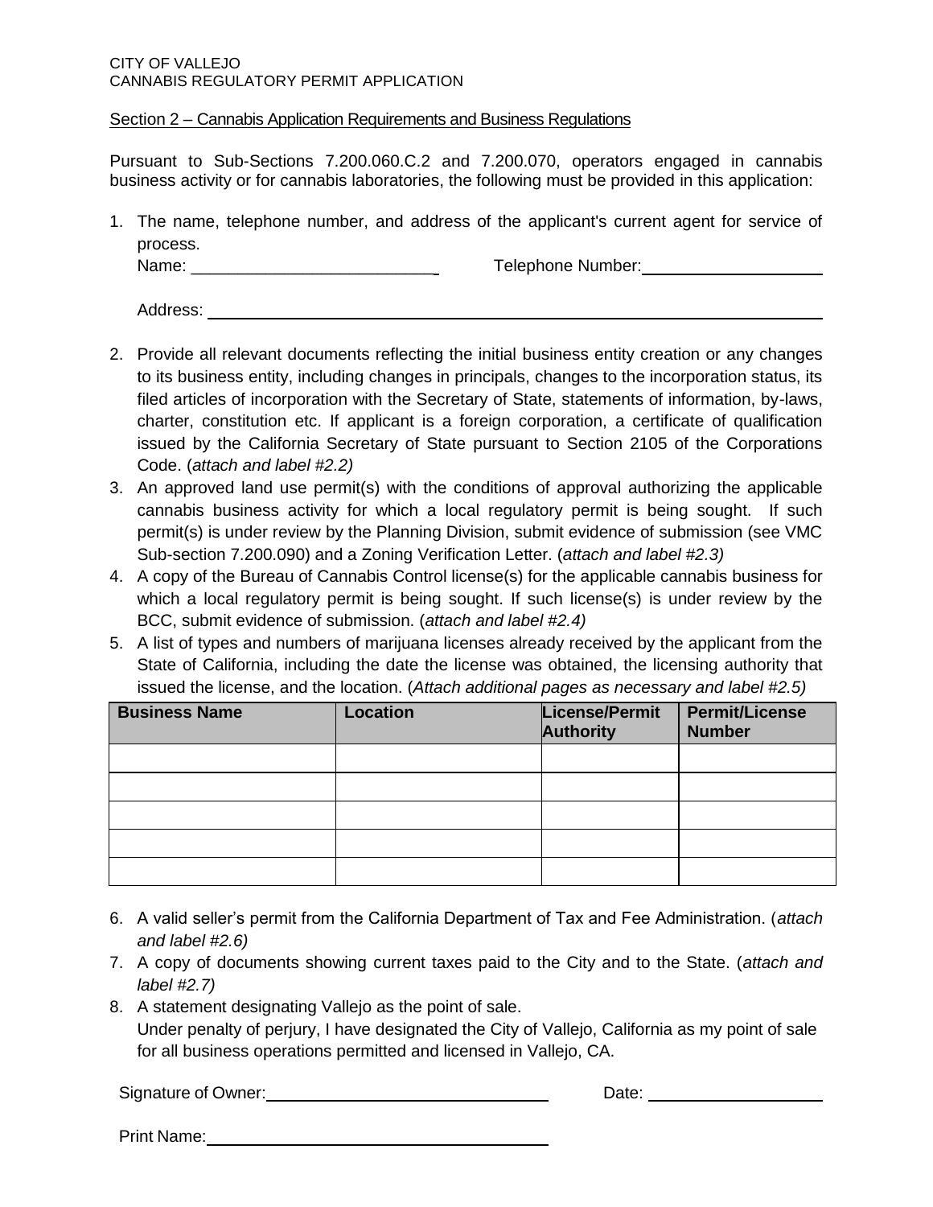CITY OF VALLEJO
CANNABIS REGULATORY PERMIT APPLICATION

Section 2 – Cannabis Application Requirements and Business Regulations

Pursuant to Sub-Sections 7.200.060.C.2 and 7.200.070, operators engaged in cannabis business activity or for cannabis laboratories, the following must be provided in this application:

1. The name, telephone number, and address of the applicant's current agent for service of process.
   Name: ___________________________ Telephone Number: ____________________

   Address: ______________________________________________________________

2. Provide all relevant documents reflecting the initial business entity creation or any changes to its business entity, including changes in principals, changes to the incorporation status, its filed articles of incorporation with the Secretary of State, statements of information, by-laws, charter, constitution etc. If applicant is a foreign corporation, a certificate of qualification issued by the California Secretary of State pursuant to Section 2105 of the Corporations Code. (*attach and label #2.2)*
3. An approved land use permit(s) with the conditions of approval authorizing the applicable cannabis business activity for which a local regulatory permit is being sought. If such permit(s) is under review by the Planning Division, submit evidence of submission (see VMC Sub-section 7.200.090) and a Zoning Verification Letter. (*attach and label #2.3)*
4. A copy of the Bureau of Cannabis Control license(s) for the applicable cannabis business for which a local regulatory permit is being sought. If such license(s) is under review by the BCC, submit evidence of submission. (*attach and label #2.4)*
5. A list of types and numbers of marijuana licenses already received by the applicant from the State of California, including the date the license was obtained, the licensing authority that issued the license, and the location. (*Attach additional pages as necessary and label #2.5)*

| Business Name | Location | License/Permit Authority | Permit/License Number |
|---|---|---|---|
| | | | |
| | | | |
| | | | |
| | | | |
| | | | |

6. A valid seller's permit from the California Department of Tax and Fee Administration. (*attach and label #2.6)*
7. A copy of documents showing current taxes paid to the City and to the State. (*attach and label #2.7)*
8. A statement designating Vallejo as the point of sale.
   Under penalty of perjury, I have designated the City of Vallejo, California as my point of sale for all business operations permitted and licensed in Vallejo, CA.

Signature of Owner: ______________________________ Date: ____________________

Print Name: ______________________________________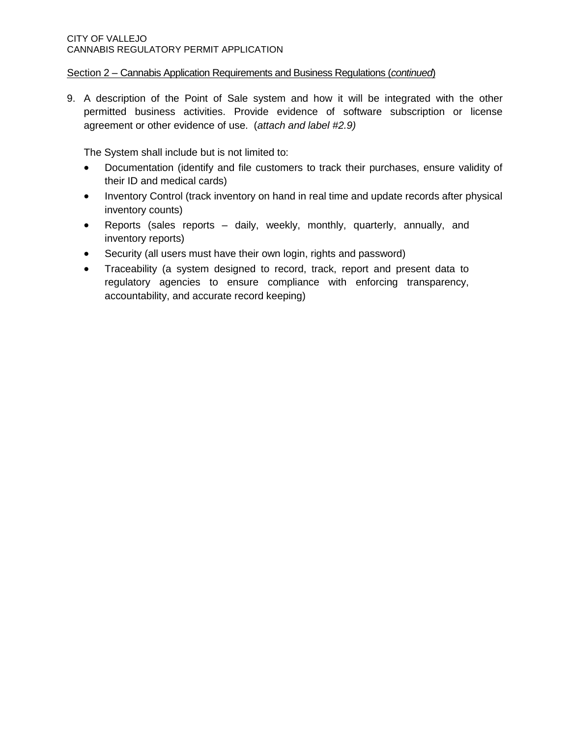Section 2 – Cannabis Application Requirements and Business Regulations (*continued*)

9. A description of the Point of Sale system and how it will be integrated with the other permitted business activities. Provide evidence of software subscription or license agreement or other evidence of use. (*attach and label #2.9)*

   The System shall include but is not limited to:

   - Documentation (identify and file customers to track their purchases, ensure validity of their ID and medical cards)
   - Inventory Control (track inventory on hand in real time and update records after physical inventory counts)
   - Reports (sales reports – daily, weekly, monthly, quarterly, annually, and inventory reports)
   - Security (all users must have their own login, rights and password)
   - Traceability (a system designed to record, track, report and present data to regulatory agencies to ensure compliance with enforcing transparency, accountability, and accurate record keeping)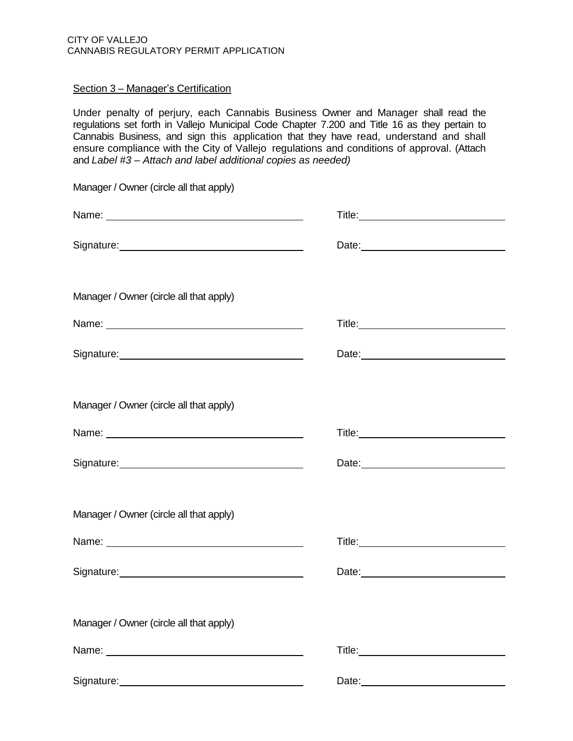CITY OF VALLEJO
CANNABIS REGULATORY PERMIT APPLICATION

Section 3 – Manager's Certification

Under penalty of perjury, each Cannabis Business Owner and Manager shall read the regulations set forth in Vallejo Municipal Code Chapter 7.200 and Title 16 as they pertain to Cannabis Business, and sign this application that they have read, understand and shall ensure compliance with the City of Vallejo regulations and conditions of approval. (Attach and *Label #3 – Attach and label additional copies as needed)*

Manager / Owner (circle all that apply)

Name: ______________________________ Title: ______________________

Signature: ___________________________ Date: ______________________

Manager / Owner (circle all that apply)

Name: ______________________________ Title: ______________________

Signature: ___________________________ Date: ______________________

Manager / Owner (circle all that apply)

Name: ______________________________ Title: ______________________

Signature: ___________________________ Date: ______________________

Manager / Owner (circle all that apply)

Name: ______________________________ Title: ______________________

Signature: ___________________________ Date: ______________________

Manager / Owner (circle all that apply)

Name: ______________________________ Title: ______________________

Signature: ___________________________ Date: ______________________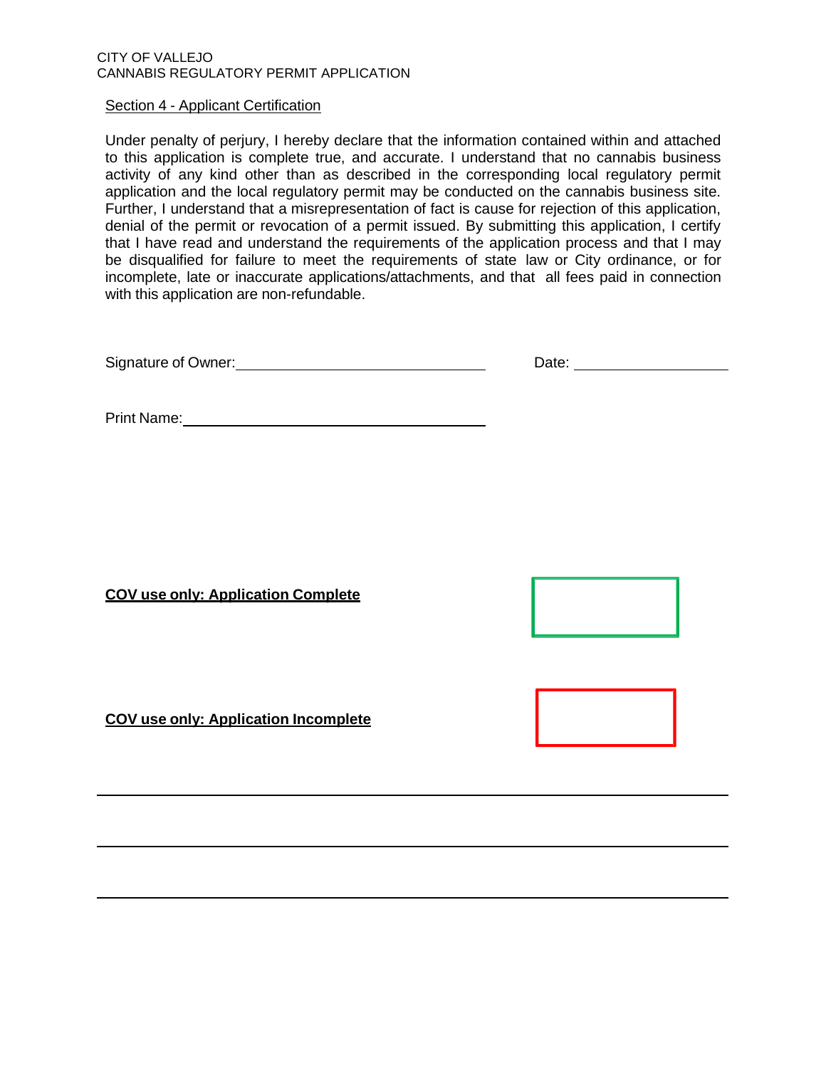Section 4 - Applicant Certification

Under penalty of perjury, I hereby declare that the information contained within and attached to this application is complete true, and accurate. I understand that no cannabis business activity of any kind other than as described in the corresponding local regulatory permit application and the local regulatory permit may be conducted on the cannabis business site. Further, I understand that a misrepresentation of fact is cause for rejection of this application, denial of the permit or revocation of a permit issued. By submitting this application, I certify that I have read and understand the requirements of the application process and that I may be disqualified for failure to meet the requirements of state law or City ordinance, or for incomplete, late or inaccurate applications/attachments, and that all fees paid in connection with this application are non-refundable.

Signature of Owner:\_\_\_\_\_\_\_\_\_\_\_\_\_\_\_\_\_\_\_\_\_\_\_\_\_\_\_\_\_\_ Date: \_\_\_\_\_\_\_\_\_\_\_\_\_\_\_\_\_\_

Print Name:\_\_\_\_\_\_\_\_\_\_\_\_\_\_\_\_\_\_\_\_\_\_\_\_\_\_\_\_\_\_\_\_\_\_\_\_

**COV use only: Application Complete**

**COV use only: Application Incomplete**

\_\_\_\_\_\_\_\_\_\_\_\_\_\_\_\_\_\_\_\_\_\_\_\_\_\_\_\_\_\_\_\_\_\_\_\_\_\_\_\_\_\_\_\_\_\_\_\_\_\_\_\_\_\_\_\_\_\_\_\_\_\_\_\_\_\_\_\_\_\_

\_\_\_\_\_\_\_\_\_\_\_\_\_\_\_\_\_\_\_\_\_\_\_\_\_\_\_\_\_\_\_\_\_\_\_\_\_\_\_\_\_\_\_\_\_\_\_\_\_\_\_\_\_\_\_\_\_\_\_\_\_\_\_\_\_\_\_\_\_\_

\_\_\_\_\_\_\_\_\_\_\_\_\_\_\_\_\_\_\_\_\_\_\_\_\_\_\_\_\_\_\_\_\_\_\_\_\_\_\_\_\_\_\_\_\_\_\_\_\_\_\_\_\_\_\_\_\_\_\_\_\_\_\_\_\_\_\_\_\_\_